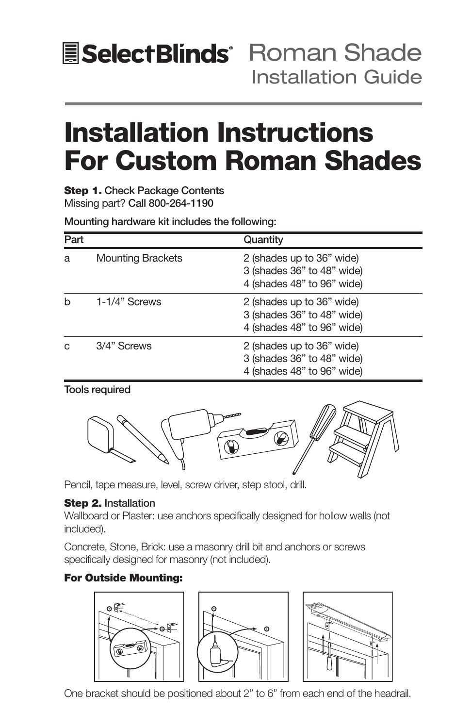SelectBlinds® Roman Shade Installation Guide

# Installation Instructions For Custom Roman Shades

**Step 1.** Check Package Contents
Missing part? Call 800-264-1190

Mounting hardware kit includes the following:

| Part | | Quantity |
|---|---|---|
| a | Mounting Brackets | 2 (shades up to 36" wide)<br>3 (shades 36" to 48" wide)<br>4 (shades 48" to 96" wide) |
| b | 1-1/4" Screws | 2 (shades up to 36" wide)<br>3 (shades 36" to 48" wide)<br>4 (shades 48" to 96" wide) |
| c | 3/4" Screws | 2 (shades up to 36" wide)<br>3 (shades 36" to 48" wide)<br>4 (shades 48" to 96" wide) |

Tools required

Pencil, tape measure, level, screw driver, step stool, drill.

**Step 2.** Installation

Wallboard or Plaster: use anchors specifically designed for hollow walls (not included).

Concrete, Stone, Brick: use a masonry drill bit and anchors or screws specifically designed for masonry (not included).

**For Outside Mounting:**

One bracket should be positioned about 2" to 6" from each end of the headrail.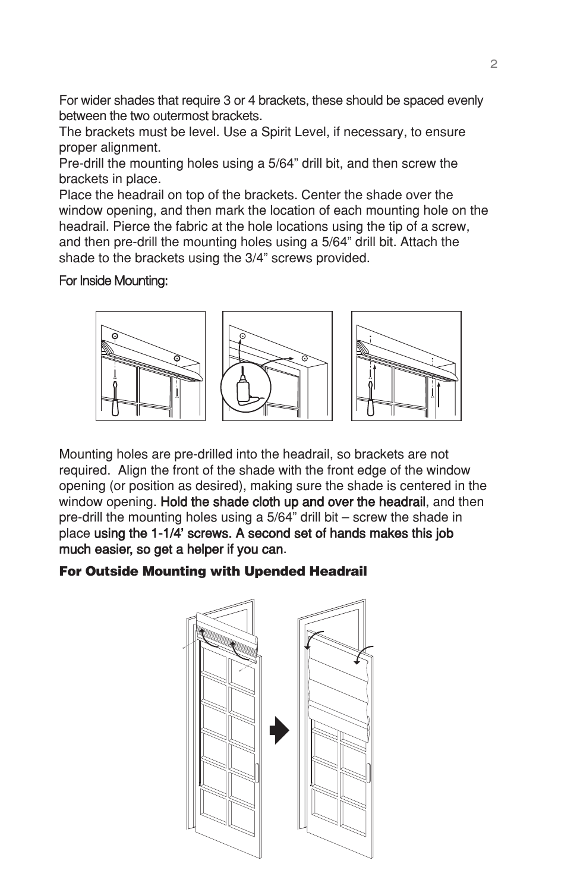For wider shades that require 3 or 4 brackets, these should be spaced evenly between the two outermost brackets.

The brackets must be level. Use a Spirit Level, if necessary, to ensure proper alignment.

Pre-drill the mounting holes using a 5/64" drill bit, and then screw the brackets in place.

Place the headrail on top of the brackets. Center the shade over the window opening, and then mark the location of each mounting hole on the headrail. Pierce the fabric at the hole locations using the tip of a screw, and then pre-drill the mounting holes using a 5/64" drill bit. Attach the shade to the brackets using the 3/4" screws provided.

For Inside Mounting:

Mounting holes are pre-drilled into the headrail, so brackets are not required. Align the front of the shade with the front edge of the window opening (or position as desired), making sure the shade is centered in the window opening. Hold the shade cloth up and over the headrail, and then pre-drill the mounting holes using a 5/64" drill bit – screw the shade in place using the 1-1/4' screws. A second set of hands makes this job much easier, so get a helper if you can.

**For Outside Mounting with Upended Headrail**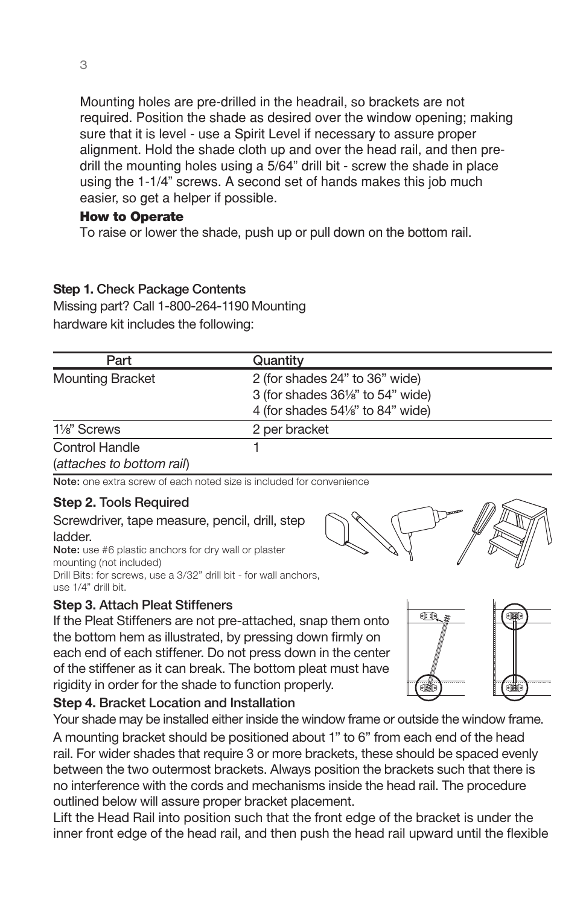Mounting holes are pre-drilled in the headrail, so brackets are not required. Position the shade as desired over the window opening; making sure that it is level - use a Spirit Level if necessary to assure proper alignment. Hold the shade cloth up and over the head rail, and then pre-drill the mounting holes using a 5/64" drill bit - screw the shade in place using the 1-1/4" screws. A second set of hands makes this job much easier, so get a helper if possible.

**How to Operate**

To raise or lower the shade, push up or pull down on the bottom rail.

**Step 1.** Check Package Contents

Missing part? Call 1-800-264-1190 Mounting hardware kit includes the following:

| Part | Quantity |
|---|---|
| Mounting Bracket | 2 (for shades 24" to 36" wide)<br>3 (for shades 36⅛" to 54" wide)<br>4 (for shades 54⅛" to 84" wide) |
| 1⅛" Screws | 2 per bracket |
| Control Handle<br>(*attaches to bottom rail*) | 1 |

**Note:** one extra screw of each noted size is included for convenience

**Step 2.** Tools Required

Screwdriver, tape measure, pencil, drill, step ladder.

**Note:** use #6 plastic anchors for dry wall or plaster mounting (not included)

Drill Bits: for screws, use a 3/32" drill bit - for wall anchors, use 1/4" drill bit.

**Step 3.** Attach Pleat Stiffeners

If the Pleat Stiffeners are not pre-attached, snap them onto the bottom hem as illustrated, by pressing down firmly on each end of each stiffener. Do not press down in the center of the stiffener as it can break. The bottom pleat must have rigidity in order for the shade to function properly.

**Step 4.** Bracket Location and Installation

Your shade may be installed either inside the window frame or outside the window frame.

A mounting bracket should be positioned about 1" to 6" from each end of the head rail. For wider shades that require 3 or more brackets, these should be spaced evenly between the two outermost brackets. Always position the brackets such that there is no interference with the cords and mechanisms inside the head rail. The procedure outlined below will assure proper bracket placement.

Lift the Head Rail into position such that the front edge of the bracket is under the inner front edge of the head rail, and then push the head rail upward until the flexible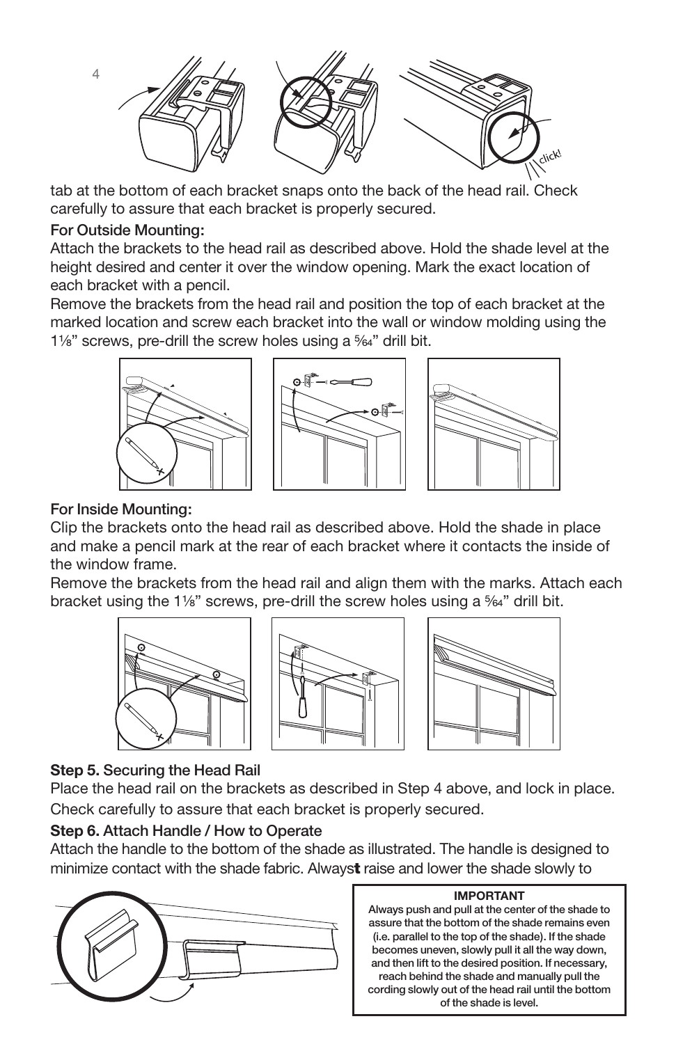tab at the bottom of each bracket snaps onto the back of the head rail. Check carefully to assure that each bracket is properly secured.

**For Outside Mounting:**

Attach the brackets to the head rail as described above. Hold the shade level at the height desired and center it over the window opening. Mark the exact location of each bracket with a pencil.

Remove the brackets from the head rail and position the top of each bracket at the marked location and screw each bracket into the wall or window molding using the 1⅛" screws, pre-drill the screw holes using a 5⁄64" drill bit.

**For Inside Mounting:**

Clip the brackets onto the head rail as described above. Hold the shade in place and make a pencil mark at the rear of each bracket where it contacts the inside of the window frame.

Remove the brackets from the head rail and align them with the marks. Attach each bracket using the 1⅛" screws, pre-drill the screw holes using a 5⁄64" drill bit.

**Step 5.** Securing the Head Rail

Place the head rail on the brackets as described in Step 4 above, and lock in place. Check carefully to assure that each bracket is properly secured.

**Step 6.** Attach Handle / How to Operate

Attach the handle to the bottom of the shade as illustrated. The handle is designed to minimize contact with the shade fabric. Always raise and lower the shade slowly to

**IMPORTANT**

Always push and pull at the center of the shade to assure that the bottom of the shade remains even (i.e. parallel to the top of the shade). If the shade becomes uneven, slowly pull it all the way down, and then lift to the desired position. If necessary, reach behind the shade and manually pull the cording slowly out of the head rail until the bottom of the shade is level.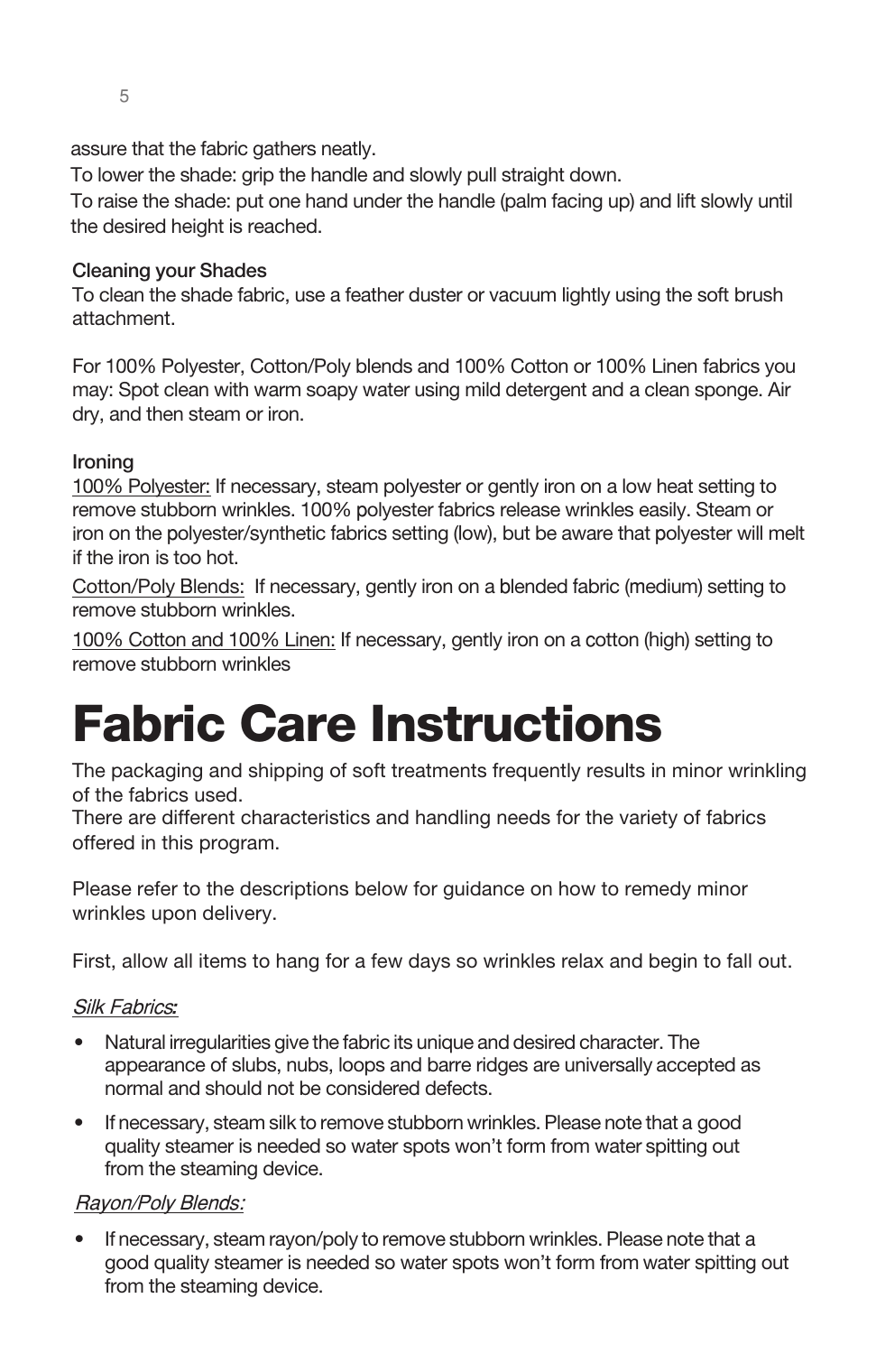assure that the fabric gathers neatly.

To lower the shade: grip the handle and slowly pull straight down.

To raise the shade: put one hand under the handle (palm facing up) and lift slowly until the desired height is reached.

### Cleaning your Shades

To clean the shade fabric, use a feather duster or vacuum lightly using the soft brush attachment.

For 100% Polyester, Cotton/Poly blends and 100% Cotton or 100% Linen fabrics you may: Spot clean with warm soapy water using mild detergent and a clean sponge. Air dry, and then steam or iron.

### Ironing

<u>100% Polyester:</u> If necessary, steam polyester or gently iron on a low heat setting to remove stubborn wrinkles. 100% polyester fabrics release wrinkles easily. Steam or iron on the polyester/synthetic fabrics setting (low), but be aware that polyester will melt if the iron is too hot.

<u>Cotton/Poly Blends:</u> If necessary, gently iron on a blended fabric (medium) setting to remove stubborn wrinkles.

<u>100% Cotton and 100% Linen:</u> If necessary, gently iron on a cotton (high) setting to remove stubborn wrinkles

# Fabric Care Instructions

The packaging and shipping of soft treatments frequently results in minor wrinkling of the fabrics used.

There are different characteristics and handling needs for the variety of fabrics offered in this program.

Please refer to the descriptions below for guidance on how to remedy minor wrinkles upon delivery.

First, allow all items to hang for a few days so wrinkles relax and begin to fall out.

<u>*Silk Fabrics:*</u>

- Natural irregularities give the fabric its unique and desired character. The appearance of slubs, nubs, loops and barre ridges are universally accepted as normal and should not be considered defects.
- If necessary, steam silk to remove stubborn wrinkles. Please note that a good quality steamer is needed so water spots won't form from water spitting out from the steaming device.

<u>*Rayon/Poly Blends:*</u>

- If necessary, steam rayon/poly to remove stubborn wrinkles. Please note that a good quality steamer is needed so water spots won't form from water spitting out from the steaming device.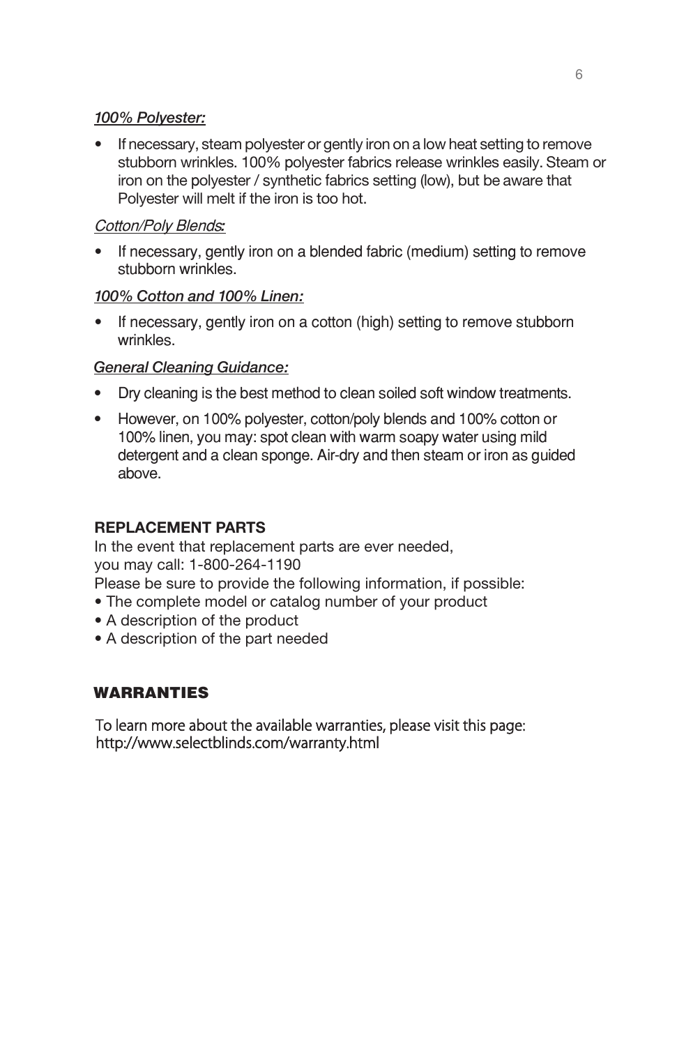*__100% Polyester:__*

- If necessary, steam polyester or gently iron on a low heat setting to remove stubborn wrinkles. 100% polyester fabrics release wrinkles easily. Steam or iron on the polyester / synthetic fabrics setting (low), but be aware that Polyester will melt if the iron is too hot.

*__Cotton/Poly Blends:__*

- If necessary, gently iron on a blended fabric (medium) setting to remove stubborn wrinkles.

*__100% Cotton and 100% Linen:__*

- If necessary, gently iron on a cotton (high) setting to remove stubborn wrinkles.

*__General Cleaning Guidance:__*

- Dry cleaning is the best method to clean soiled soft window treatments.
- However, on 100% polyester, cotton/poly blends and 100% cotton or 100% linen, you may: spot clean with warm soapy water using mild detergent and a clean sponge. Air-dry and then steam or iron as guided above.

## REPLACEMENT PARTS

In the event that replacement parts are ever needed,
you may call: 1-800-264-1190
Please be sure to provide the following information, if possible:

- The complete model or catalog number of your product
- A description of the product
- A description of the part needed

## WARRANTIES

To learn more about the available warranties, please visit this page:
http://www.selectblinds.com/warranty.html